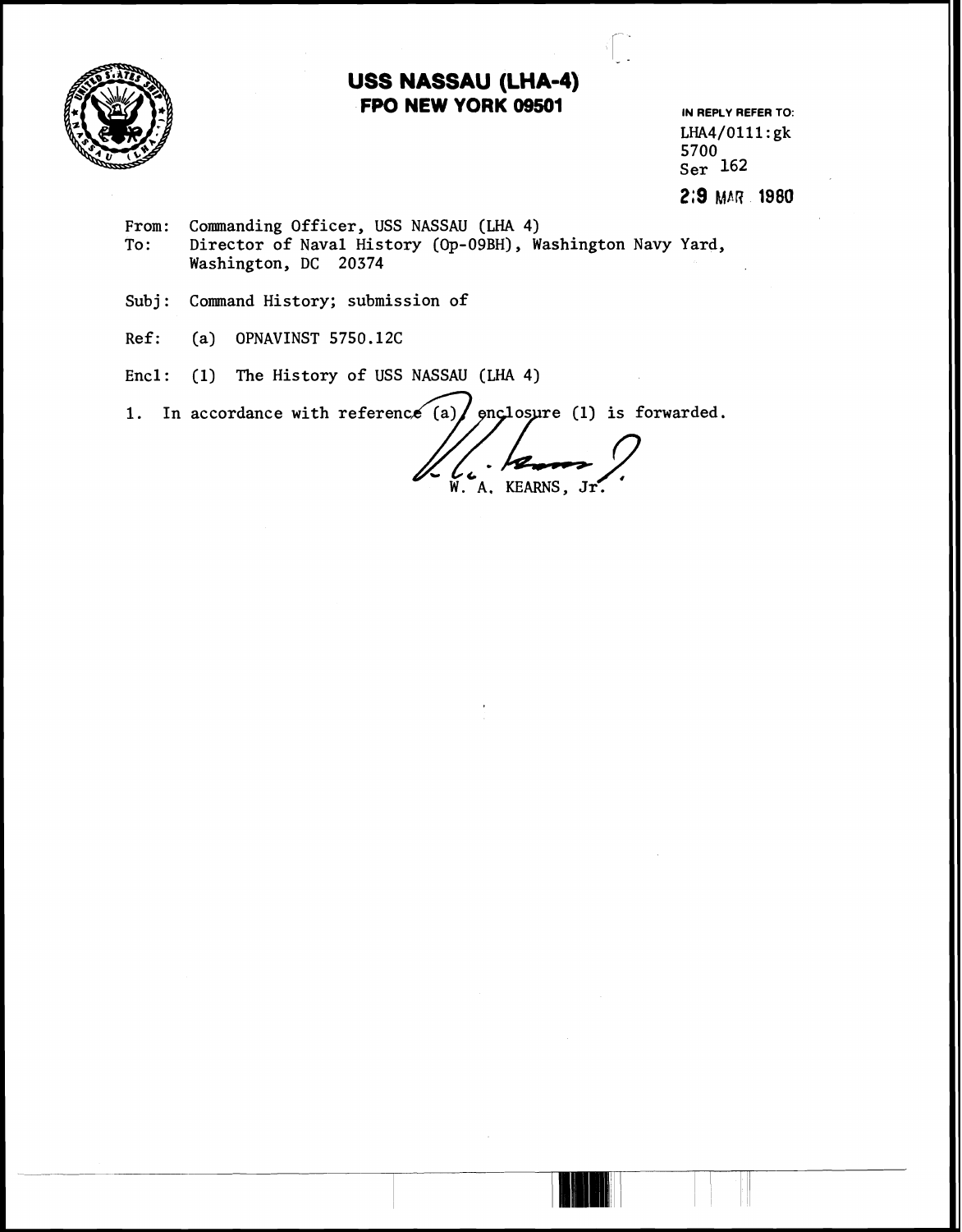# USS NASSAU (LHA-4)
## FPO NEW YORK 09501

IN REPLY REFER TO:
LHA4/0111:gk
5700
Ser 162

29 MAR 1980

From: Commanding Officer, USS NASSAU (LHA 4)
To: Director of Naval History (Op-09BH), Washington Navy Yard, Washington, DC 20374

Subj: Command History; submission of

Ref: (a) OPNAVINST 5750.12C

Encl: (1) The History of USS NASSAU (LHA 4)

1. In accordance with reference (a), enclosure (1) is forwarded.

W. A. KEARNS, Jr.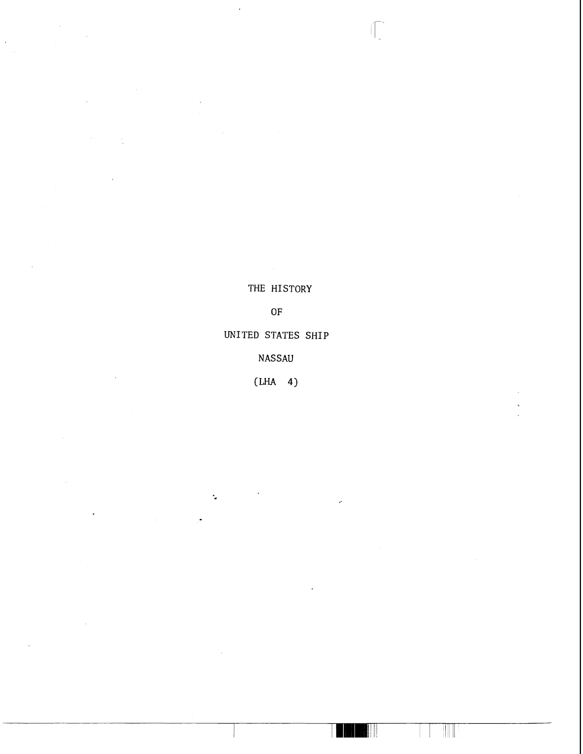# THE HISTORY

# OF

# UNITED STATES SHIP

# NASSAU

# (LHA 4)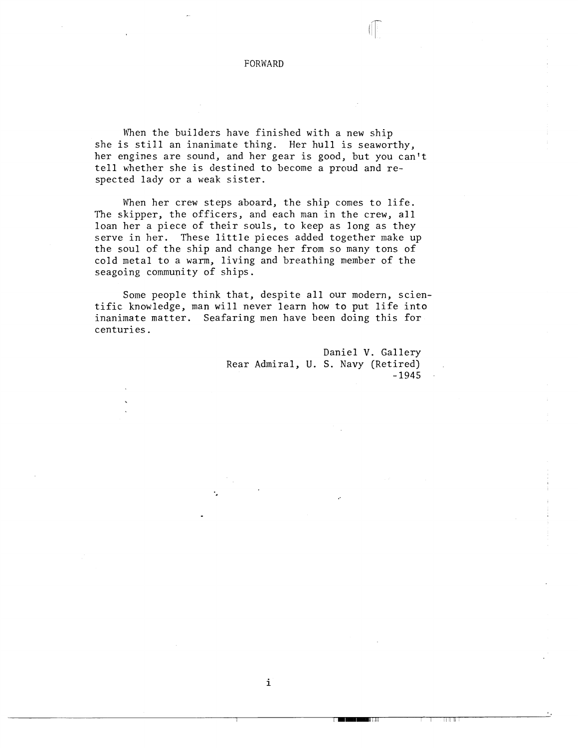# FORWARD

When the builders have finished with a new ship she is still an inanimate thing. Her hull is seaworthy, her engines are sound, and her gear is good, but you can't tell whether she is destined to become a proud and respected lady or a weak sister.

When her crew steps aboard, the ship comes to life. The skipper, the officers, and each man in the crew, all loan her a piece of their souls, to keep as long as they serve in her. These little pieces added together make up the soul of the ship and change her from so many tons of cold metal to a warm, living and breathing member of the seagoing community of ships.

Some people think that, despite all our modern, scientific knowledge, man will never learn how to put life into inanimate matter. Seafaring men have been doing this for centuries.

Daniel V. Gallery
Rear Admiral, U. S. Navy (Retired)
-1945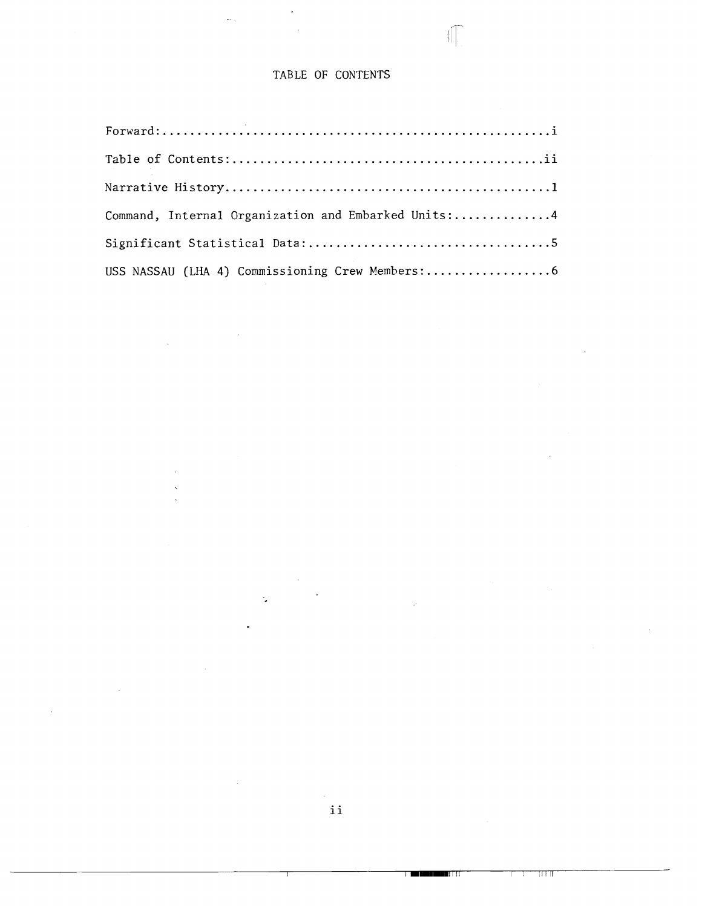# TABLE OF CONTENTS

Forward:........................................................i

Table of Contents:............................................ii

Narrative History...............................................1

Command, Internal Organization and Embarked Units:..............4

Significant Statistical Data:...................................5

USS NASSAU (LHA 4) Commissioning Crew Members:..................6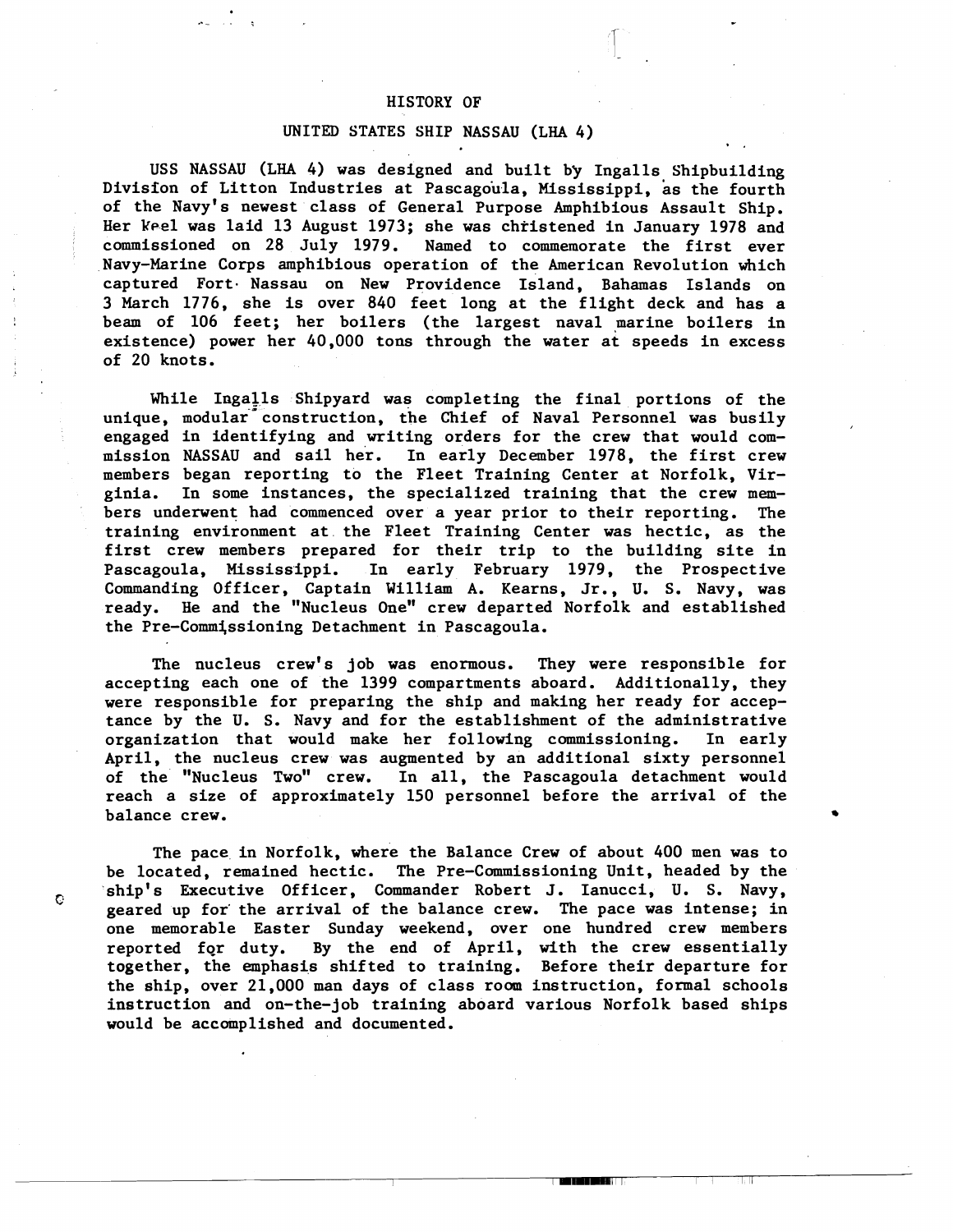# HISTORY OF

## UNITED STATES SHIP NASSAU (LHA 4)

USS NASSAU (LHA 4) was designed and built by Ingalls Shipbuilding Division of Litton Industries at Pascagoula, Mississippi, as the fourth of the Navy's newest class of General Purpose Amphibious Assault Ship. Her keel was laid 13 August 1973; she was christened in January 1978 and commissioned on 28 July 1979. Named to commemorate the first ever Navy-Marine Corps amphibious operation of the American Revolution which captured Fort Nassau on New Providence Island, Bahamas Islands on 3 March 1776, she is over 840 feet long at the flight deck and has a beam of 106 feet; her boilers (the largest naval marine boilers in existence) power her 40,000 tons through the water at speeds in excess of 20 knots.

While Ingalls Shipyard was completing the final portions of the unique, modular construction, the Chief of Naval Personnel was busily engaged in identifying and writing orders for the crew that would commission NASSAU and sail her. In early December 1978, the first crew members began reporting to the Fleet Training Center at Norfolk, Virginia. In some instances, the specialized training that the crew members underwent had commenced over a year prior to their reporting. The training environment at the Fleet Training Center was hectic, as the first crew members prepared for their trip to the building site in Pascagoula, Mississippi. In early February 1979, the Prospective Commanding Officer, Captain William A. Kearns, Jr., U. S. Navy, was ready. He and the "Nucleus One" crew departed Norfolk and established the Pre-Commissioning Detachment in Pascagoula.

The nucleus crew's job was enormous. They were responsible for accepting each one of the 1399 compartments aboard. Additionally, they were responsible for preparing the ship and making her ready for acceptance by the U. S. Navy and for the establishment of the administrative organization that would make her following commissioning. In early April, the nucleus crew was augmented by an additional sixty personnel of the "Nucleus Two" crew. In all, the Pascagoula detachment would reach a size of approximately 150 personnel before the arrival of the balance crew.

The pace in Norfolk, where the Balance Crew of about 400 men was to be located, remained hectic. The Pre-Commissioning Unit, headed by the ship's Executive Officer, Commander Robert J. Ianucci, U. S. Navy, geared up for the arrival of the balance crew. The pace was intense; in one memorable Easter Sunday weekend, over one hundred crew members reported for duty. By the end of April, with the crew essentially together, the emphasis shifted to training. Before their departure for the ship, over 21,000 man days of class room instruction, formal schools instruction and on-the-job training aboard various Norfolk based ships would be accomplished and documented.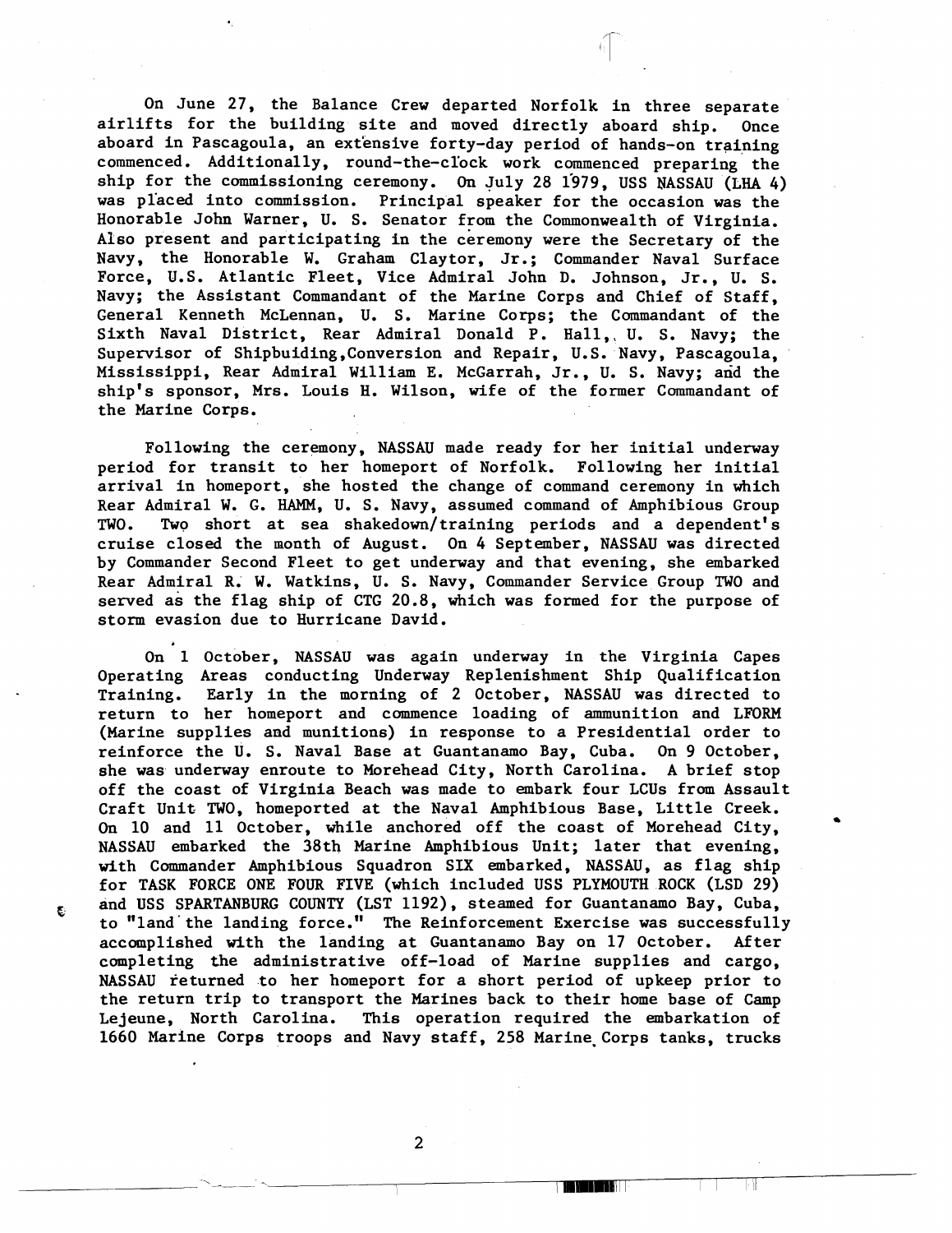On June 27, the Balance Crew departed Norfolk in three separate airlifts for the building site and moved directly aboard ship. Once aboard in Pascagoula, an extensive forty-day period of hands-on training commenced. Additionally, round-the-clock work commenced preparing the ship for the commissioning ceremony. On July 28 1979, USS NASSAU (LHA 4) was placed into commission. Principal speaker for the occasion was the Honorable John Warner, U. S. Senator from the Commonwealth of Virginia. Also present and participating in the ceremony were the Secretary of the Navy, the Honorable W. Graham Claytor, Jr.; Commander Naval Surface Force, U.S. Atlantic Fleet, Vice Admiral John D. Johnson, Jr., U. S. Navy; the Assistant Commandant of the Marine Corps and Chief of Staff, General Kenneth McLennan, U. S. Marine Corps; the Commandant of the Sixth Naval District, Rear Admiral Donald P. Hall, U. S. Navy; the Supervisor of Shipbuiding,Conversion and Repair, U.S. Navy, Pascagoula, Mississippi, Rear Admiral William E. McGarrah, Jr., U. S. Navy; and the ship's sponsor, Mrs. Louis H. Wilson, wife of the former Commandant of the Marine Corps.

Following the ceremony, NASSAU made ready for her initial underway period for transit to her homeport of Norfolk. Following her initial arrival in homeport, she hosted the change of command ceremony in which Rear Admiral W. G. HAMM, U. S. Navy, assumed command of Amphibious Group TWO. Two short at sea shakedown/training periods and a dependent's cruise closed the month of August. On 4 September, NASSAU was directed by Commander Second Fleet to get underway and that evening, she embarked Rear Admiral R. W. Watkins, U. S. Navy, Commander Service Group TWO and served as the flag ship of CTG 20.8, which was formed for the purpose of storm evasion due to Hurricane David.

On 1 October, NASSAU was again underway in the Virginia Capes Operating Areas conducting Underway Replenishment Ship Qualification Training. Early in the morning of 2 October, NASSAU was directed to return to her homeport and commence loading of ammunition and LFORM (Marine supplies and munitions) in response to a Presidential order to reinforce the U. S. Naval Base at Guantanamo Bay, Cuba. On 9 October, she was underway enroute to Morehead City, North Carolina. A brief stop off the coast of Virginia Beach was made to embark four LCUs from Assault Craft Unit TWO, homeported at the Naval Amphibious Base, Little Creek. On 10 and 11 October, while anchored off the coast of Morehead City, NASSAU embarked the 38th Marine Amphibious Unit; later that evening, with Commander Amphibious Squadron SIX embarked, NASSAU, as flag ship for TASK FORCE ONE FOUR FIVE (which included USS PLYMOUTH ROCK (LSD 29) and USS SPARTANBURG COUNTY (LST 1192), steamed for Guantanamo Bay, Cuba, to "land the landing force." The Reinforcement Exercise was successfully accomplished with the landing at Guantanamo Bay on 17 October. After completing the administrative off-load of Marine supplies and cargo, NASSAU returned to her homeport for a short period of upkeep prior to the return trip to transport the Marines back to their home base of Camp Lejeune, North Carolina. This operation required the embarkation of 1660 Marine Corps troops and Navy staff, 258 Marine Corps tanks, trucks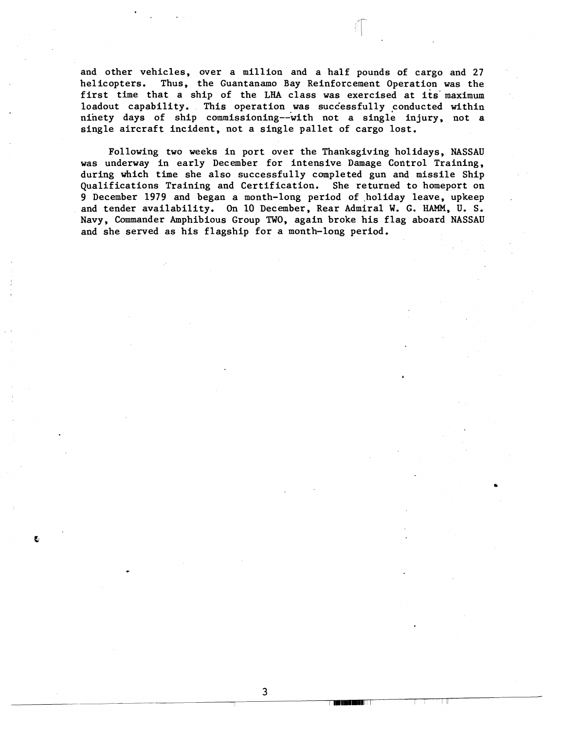and other vehicles, over a million and a half pounds of cargo and 27 helicopters. Thus, the Guantanamo Bay Reinforcement Operation was the first time that a ship of the LHA class was exercised at its maximum loadout capability. This operation was successfully conducted within ninety days of ship commissioning--with not a single injury, not a single aircraft incident, not a single pallet of cargo lost.

Following two weeks in port over the Thanksgiving holidays, NASSAU was underway in early December for intensive Damage Control Training, during which time she also successfully completed gun and missile Ship Qualifications Training and Certification. She returned to homeport on 9 December 1979 and began a month-long period of holiday leave, upkeep and tender availability. On 10 December, Rear Admiral W. G. HAMM, U. S. Navy, Commander Amphibious Group TWO, again broke his flag aboard NASSAU and she served as his flagship for a month-long period.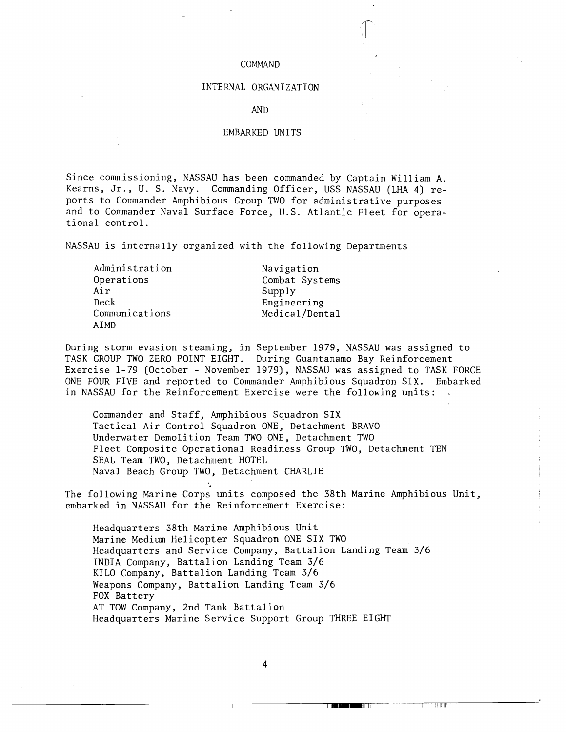# COMMAND

# INTERNAL ORGANIZATION

# AND

# EMBARKED UNITS

Since commissioning, NASSAU has been commanded by Captain William A. Kearns, Jr., U. S. Navy. Commanding Officer, USS NASSAU (LHA 4) reports to Commander Amphibious Group TWO for administrative purposes and to Commander Naval Surface Force, U.S. Atlantic Fleet for operational control.

NASSAU is internally organized with the following Departments

- Administration
- Operations
- Air
- Deck
- Communications
- AIMD
- Navigation
- Combat Systems
- Supply
- Engineering
- Medical/Dental

During storm evasion steaming, in September 1979, NASSAU was assigned to TASK GROUP TWO ZERO POINT EIGHT. During Guantanamo Bay Reinforcement Exercise 1-79 (October - November 1979), NASSAU was assigned to TASK FORCE ONE FOUR FIVE and reported to Commander Amphibious Squadron SIX. Embarked in NASSAU for the Reinforcement Exercise were the following units:

- Commander and Staff, Amphibious Squadron SIX
- Tactical Air Control Squadron ONE, Detachment BRAVO
- Underwater Demolition Team TWO ONE, Detachment TWO
- Fleet Composite Operational Readiness Group TWO, Detachment TEN
- SEAL Team TWO, Detachment HOTEL
- Naval Beach Group TWO, Detachment CHARLIE

The following Marine Corps units composed the 38th Marine Amphibious Unit, embarked in NASSAU for the Reinforcement Exercise:

- Headquarters 38th Marine Amphibious Unit
- Marine Medium Helicopter Squadron ONE SIX TWO
- Headquarters and Service Company, Battalion Landing Team 3/6
- INDIA Company, Battalion Landing Team 3/6
- KILO Company, Battalion Landing Team 3/6
- Weapons Company, Battalion Landing Team 3/6
- FOX Battery
- AT TOW Company, 2nd Tank Battalion
- Headquarters Marine Service Support Group THREE EIGHT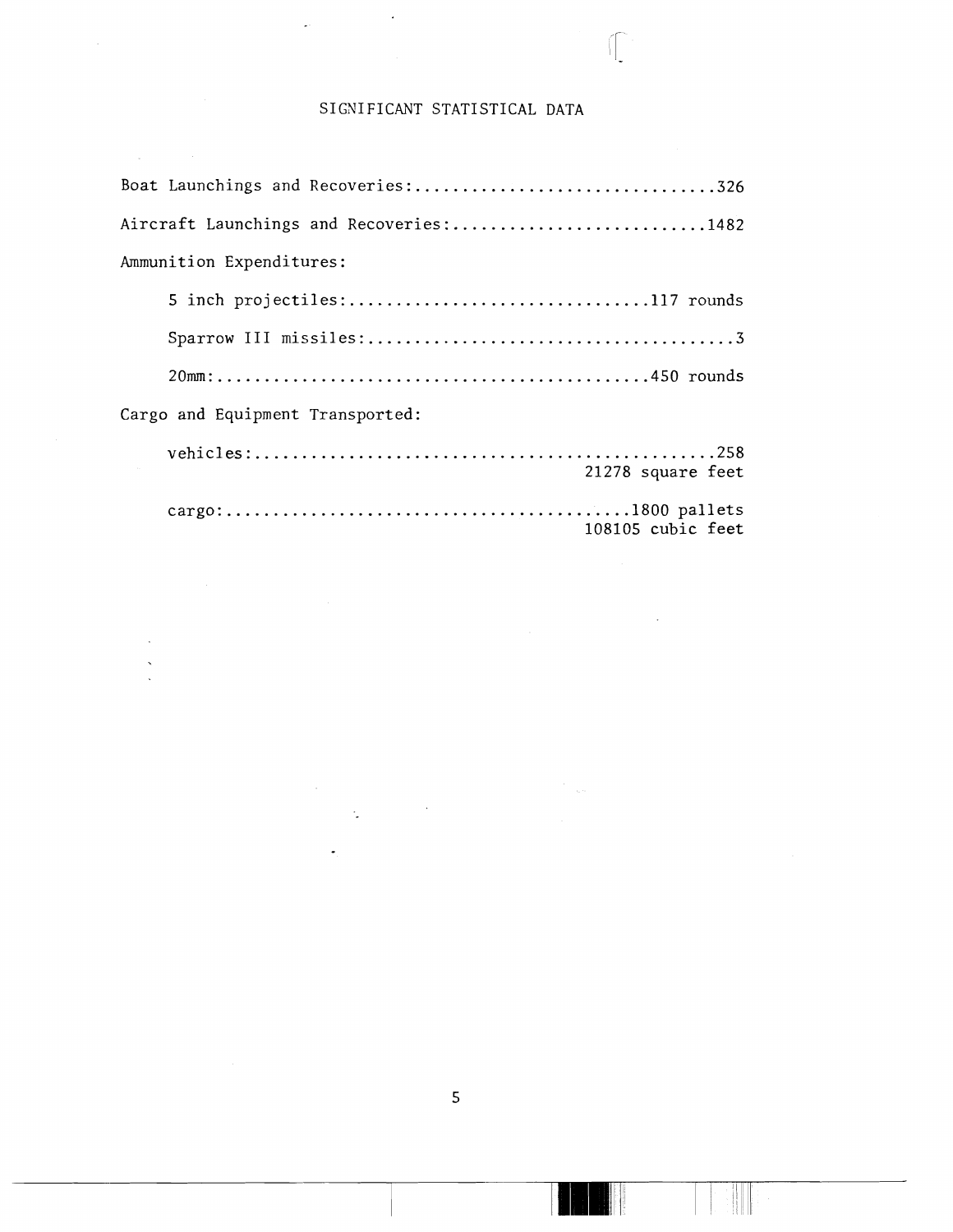# SIGNIFICANT STATISTICAL DATA

Boat Launchings and Recoveries:................................326

Aircraft Launchings and Recoveries:...........................1482

Ammunition Expenditures:

- 5 inch projectiles:................................117 rounds
- Sparrow III missiles:.......................................3
- 20mm:.............................................450 rounds

Cargo and Equipment Transported:

- vehicles:................................................258
  21278 square feet
- cargo:...........................................1800 pallets
  108105 cubic feet